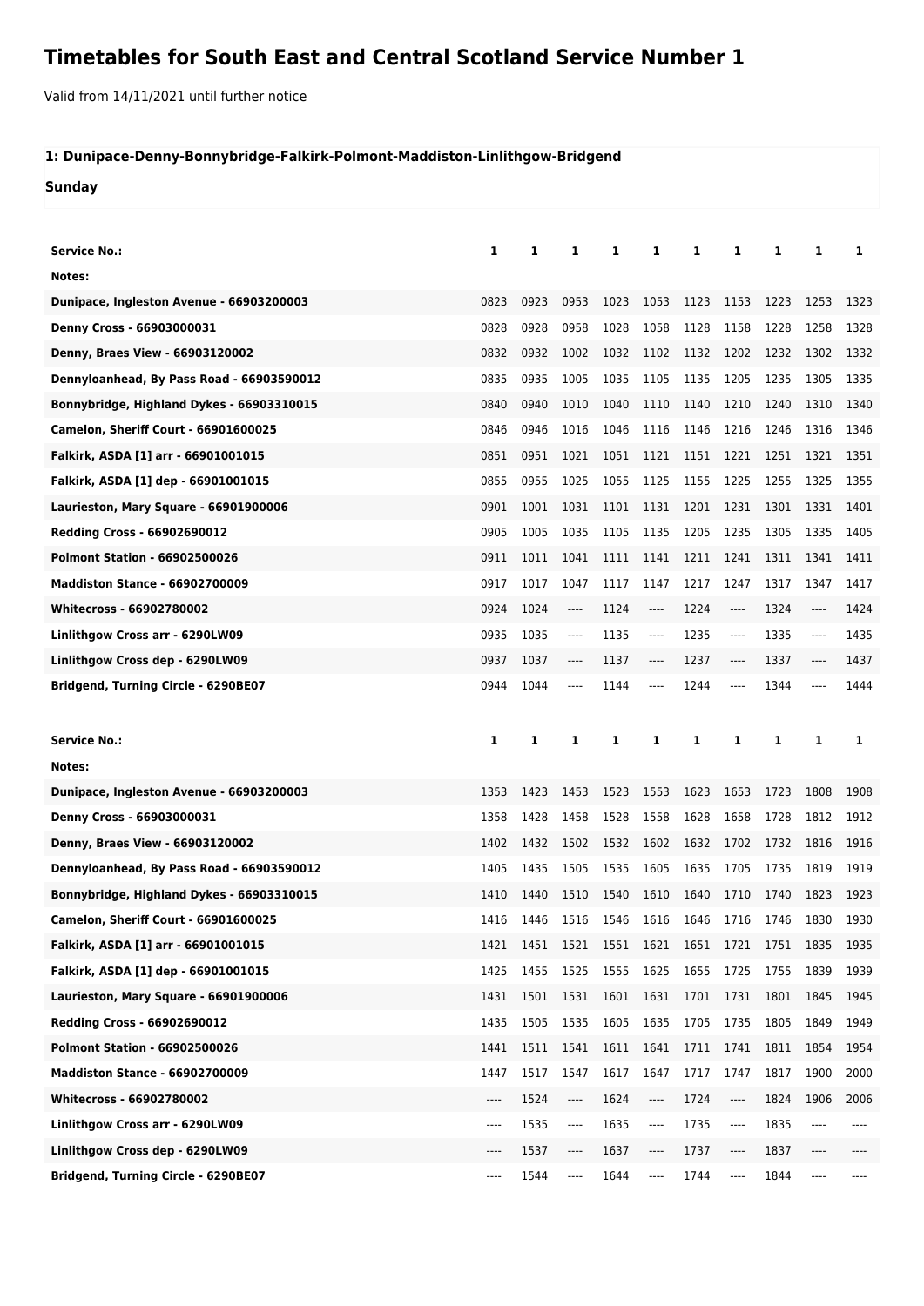# Timetables for South East and Central Scotland Service Number 1

Valid from 14/11/2021 until further notice

### 1: Dunipace-Denny-Bonnybridge-Falkirk-Polmont-Maddiston-Linlithgow-Bridgend

**Sunday**

| Service No.: | 1 | 1 | 1 | 1 | 1 | 1 | 1 | 1 | 1 | 1 |
|---|---|---|---|---|---|---|---|---|---|---|
| Notes: | | | | | | | | | | |
| Dunipace, Ingleston Avenue - 66903200003 | 0823 | 0923 | 0953 | 1023 | 1053 | 1123 | 1153 | 1223 | 1253 | 1323 |
| Denny Cross - 66903000031 | 0828 | 0928 | 0958 | 1028 | 1058 | 1128 | 1158 | 1228 | 1258 | 1328 |
| Denny, Braes View - 66903120002 | 0832 | 0932 | 1002 | 1032 | 1102 | 1132 | 1202 | 1232 | 1302 | 1332 |
| Dennyloanhead, By Pass Road - 66903590012 | 0835 | 0935 | 1005 | 1035 | 1105 | 1135 | 1205 | 1235 | 1305 | 1335 |
| Bonnybridge, Highland Dykes - 66903310015 | 0840 | 0940 | 1010 | 1040 | 1110 | 1140 | 1210 | 1240 | 1310 | 1340 |
| Camelon, Sheriff Court - 66901600025 | 0846 | 0946 | 1016 | 1046 | 1116 | 1146 | 1216 | 1246 | 1316 | 1346 |
| Falkirk, ASDA [1] arr - 66901001015 | 0851 | 0951 | 1021 | 1051 | 1121 | 1151 | 1221 | 1251 | 1321 | 1351 |
| Falkirk, ASDA [1] dep - 66901001015 | 0855 | 0955 | 1025 | 1055 | 1125 | 1155 | 1225 | 1255 | 1325 | 1355 |
| Laurieston, Mary Square - 66901900006 | 0901 | 1001 | 1031 | 1101 | 1131 | 1201 | 1231 | 1301 | 1331 | 1401 |
| Redding Cross - 66902690012 | 0905 | 1005 | 1035 | 1105 | 1135 | 1205 | 1235 | 1305 | 1335 | 1405 |
| Polmont Station - 66902500026 | 0911 | 1011 | 1041 | 1111 | 1141 | 1211 | 1241 | 1311 | 1341 | 1411 |
| Maddiston Stance - 66902700009 | 0917 | 1017 | 1047 | 1117 | 1147 | 1217 | 1247 | 1317 | 1347 | 1417 |
| Whitecross - 66902780002 | 0924 | 1024 | ---- | 1124 | ---- | 1224 | ---- | 1324 | ---- | 1424 |
| Linlithgow Cross arr - 6290LW09 | 0935 | 1035 | ---- | 1135 | ---- | 1235 | ---- | 1335 | ---- | 1435 |
| Linlithgow Cross dep - 6290LW09 | 0937 | 1037 | ---- | 1137 | ---- | 1237 | ---- | 1337 | ---- | 1437 |
| Bridgend, Turning Circle - 6290BE07 | 0944 | 1044 | ---- | 1144 | ---- | 1244 | ---- | 1344 | ---- | 1444 |

| Service No.: | 1 | 1 | 1 | 1 | 1 | 1 | 1 | 1 | 1 | 1 |
|---|---|---|---|---|---|---|---|---|---|---|
| Notes: | | | | | | | | | | |
| Dunipace, Ingleston Avenue - 66903200003 | 1353 | 1423 | 1453 | 1523 | 1553 | 1623 | 1653 | 1723 | 1808 | 1908 |
| Denny Cross - 66903000031 | 1358 | 1428 | 1458 | 1528 | 1558 | 1628 | 1658 | 1728 | 1812 | 1912 |
| Denny, Braes View - 66903120002 | 1402 | 1432 | 1502 | 1532 | 1602 | 1632 | 1702 | 1732 | 1816 | 1916 |
| Dennyloanhead, By Pass Road - 66903590012 | 1405 | 1435 | 1505 | 1535 | 1605 | 1635 | 1705 | 1735 | 1819 | 1919 |
| Bonnybridge, Highland Dykes - 66903310015 | 1410 | 1440 | 1510 | 1540 | 1610 | 1640 | 1710 | 1740 | 1823 | 1923 |
| Camelon, Sheriff Court - 66901600025 | 1416 | 1446 | 1516 | 1546 | 1616 | 1646 | 1716 | 1746 | 1830 | 1930 |
| Falkirk, ASDA [1] arr - 66901001015 | 1421 | 1451 | 1521 | 1551 | 1621 | 1651 | 1721 | 1751 | 1835 | 1935 |
| Falkirk, ASDA [1] dep - 66901001015 | 1425 | 1455 | 1525 | 1555 | 1625 | 1655 | 1725 | 1755 | 1839 | 1939 |
| Laurieston, Mary Square - 66901900006 | 1431 | 1501 | 1531 | 1601 | 1631 | 1701 | 1731 | 1801 | 1845 | 1945 |
| Redding Cross - 66902690012 | 1435 | 1505 | 1535 | 1605 | 1635 | 1705 | 1735 | 1805 | 1849 | 1949 |
| Polmont Station - 66902500026 | 1441 | 1511 | 1541 | 1611 | 1641 | 1711 | 1741 | 1811 | 1854 | 1954 |
| Maddiston Stance - 66902700009 | 1447 | 1517 | 1547 | 1617 | 1647 | 1717 | 1747 | 1817 | 1900 | 2000 |
| Whitecross - 66902780002 | ---- | 1524 | ---- | 1624 | ---- | 1724 | ---- | 1824 | 1906 | 2006 |
| Linlithgow Cross arr - 6290LW09 | ---- | 1535 | ---- | 1635 | ---- | 1735 | ---- | 1835 | ---- | ---- |
| Linlithgow Cross dep - 6290LW09 | ---- | 1537 | ---- | 1637 | ---- | 1737 | ---- | 1837 | ---- | ---- |
| Bridgend, Turning Circle - 6290BE07 | ---- | 1544 | ---- | 1644 | ---- | 1744 | ---- | 1844 | ---- | ---- |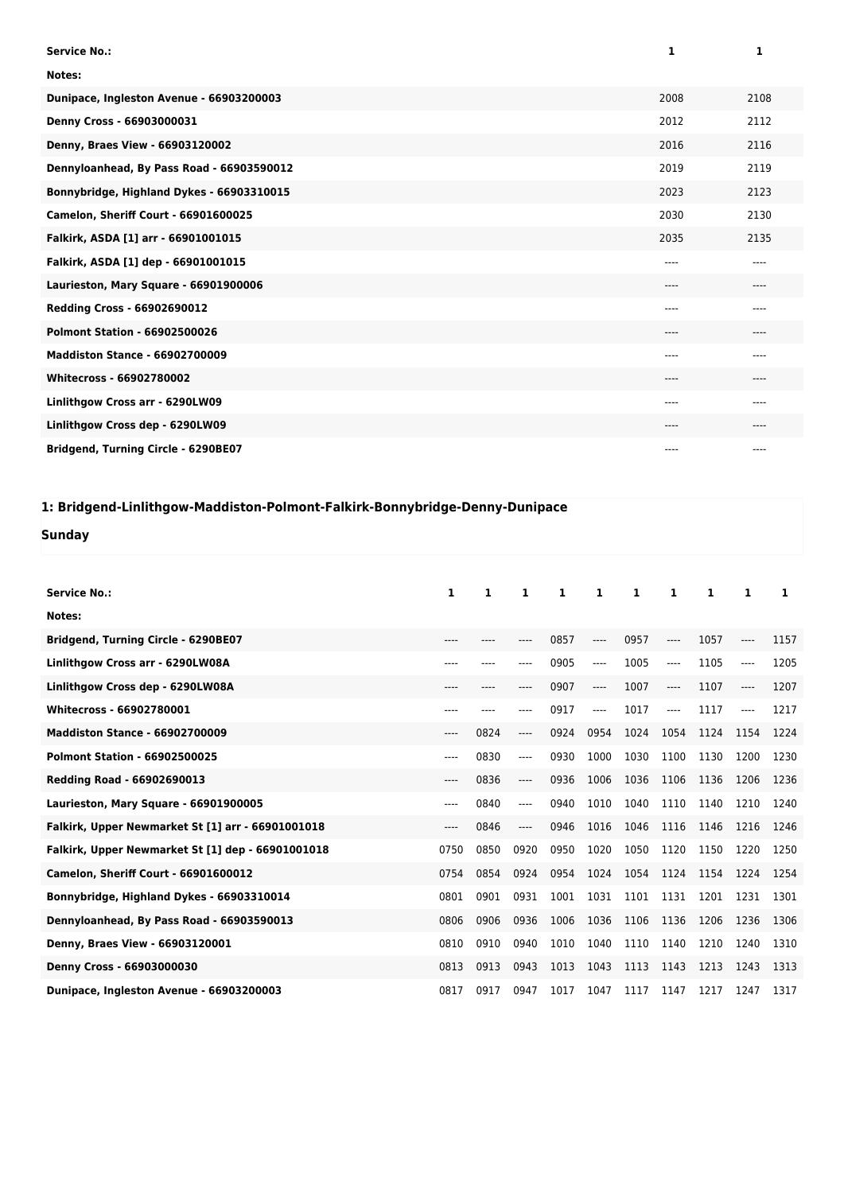| Service No.: | 1 | 1 |
|---|---|---|
| Notes: | | |
| Dunipace, Ingleston Avenue - 66903200003 | 2008 | 2108 |
| Denny Cross - 66903000031 | 2012 | 2112 |
| Denny, Braes View - 66903120002 | 2016 | 2116 |
| Dennyloanhead, By Pass Road - 66903590012 | 2019 | 2119 |
| Bonnybridge, Highland Dykes - 66903310015 | 2023 | 2123 |
| Camelon, Sheriff Court - 66901600025 | 2030 | 2130 |
| Falkirk, ASDA [1] arr - 66901001015 | 2035 | 2135 |
| Falkirk, ASDA [1] dep - 66901001015 | ---- | ---- |
| Laurieston, Mary Square - 66901900006 | ---- | ---- |
| Redding Cross - 66902690012 | ---- | ---- |
| Polmont Station - 66902500026 | ---- | ---- |
| Maddiston Stance - 66902700009 | ---- | ---- |
| Whitecross - 66902780002 | ---- | ---- |
| Linlithgow Cross arr - 6290LW09 | ---- | ---- |
| Linlithgow Cross dep - 6290LW09 | ---- | ---- |
| Bridgend, Turning Circle - 6290BE07 | ---- | ---- |

## 1: Bridgend-Linlithgow-Maddiston-Polmont-Falkirk-Bonnybridge-Denny-Dunipace

**Sunday**

| Service No.: | 1 | 1 | 1 | 1 | 1 | 1 | 1 | 1 | 1 | 1 |
|---|---|---|---|---|---|---|---|---|---|---|
| Notes: | | | | | | | | | | |
| Bridgend, Turning Circle - 6290BE07 | ---- | ---- | ---- | 0857 | ---- | 0957 | ---- | 1057 | ---- | 1157 |
| Linlithgow Cross arr - 6290LW08A | ---- | ---- | ---- | 0905 | ---- | 1005 | ---- | 1105 | ---- | 1205 |
| Linlithgow Cross dep - 6290LW08A | ---- | ---- | ---- | 0907 | ---- | 1007 | ---- | 1107 | ---- | 1207 |
| Whitecross - 66902780001 | ---- | ---- | ---- | 0917 | ---- | 1017 | ---- | 1117 | ---- | 1217 |
| Maddiston Stance - 66902700009 | ---- | 0824 | ---- | 0924 | 0954 | 1024 | 1054 | 1124 | 1154 | 1224 |
| Polmont Station - 66902500025 | ---- | 0830 | ---- | 0930 | 1000 | 1030 | 1100 | 1130 | 1200 | 1230 |
| Redding Road - 66902690013 | ---- | 0836 | ---- | 0936 | 1006 | 1036 | 1106 | 1136 | 1206 | 1236 |
| Laurieston, Mary Square - 66901900005 | ---- | 0840 | ---- | 0940 | 1010 | 1040 | 1110 | 1140 | 1210 | 1240 |
| Falkirk, Upper Newmarket St [1] arr - 66901001018 | ---- | 0846 | ---- | 0946 | 1016 | 1046 | 1116 | 1146 | 1216 | 1246 |
| Falkirk, Upper Newmarket St [1] dep - 66901001018 | 0750 | 0850 | 0920 | 0950 | 1020 | 1050 | 1120 | 1150 | 1220 | 1250 |
| Camelon, Sheriff Court - 66901600012 | 0754 | 0854 | 0924 | 0954 | 1024 | 1054 | 1124 | 1154 | 1224 | 1254 |
| Bonnybridge, Highland Dykes - 66903310014 | 0801 | 0901 | 0931 | 1001 | 1031 | 1101 | 1131 | 1201 | 1231 | 1301 |
| Dennyloanhead, By Pass Road - 66903590013 | 0806 | 0906 | 0936 | 1006 | 1036 | 1106 | 1136 | 1206 | 1236 | 1306 |
| Denny, Braes View - 66903120001 | 0810 | 0910 | 0940 | 1010 | 1040 | 1110 | 1140 | 1210 | 1240 | 1310 |
| Denny Cross - 66903000030 | 0813 | 0913 | 0943 | 1013 | 1043 | 1113 | 1143 | 1213 | 1243 | 1313 |
| Dunipace, Ingleston Avenue - 66903200003 | 0817 | 0917 | 0947 | 1017 | 1047 | 1117 | 1147 | 1217 | 1247 | 1317 |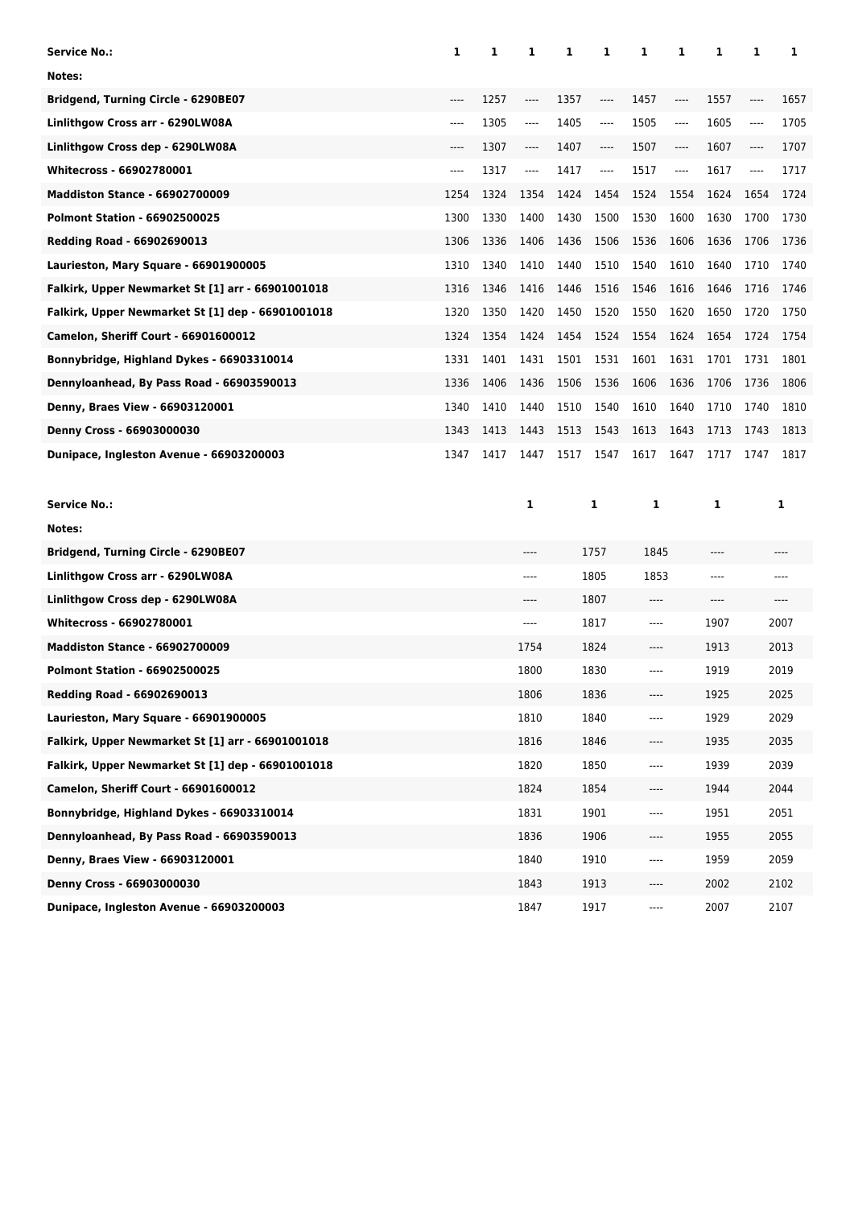| Service No.: | 1 | 1 | 1 | 1 | 1 | 1 | 1 | 1 | 1 | 1 |
|---|---|---|---|---|---|---|---|---|---|---|
| Notes: | | | | | | | | | | |
| Bridgend, Turning Circle - 6290BE07 | ---- | 1257 | ---- | 1357 | ---- | 1457 | ---- | 1557 | ---- | 1657 |
| Linlithgow Cross arr - 6290LW08A | ---- | 1305 | ---- | 1405 | ---- | 1505 | ---- | 1605 | ---- | 1705 |
| Linlithgow Cross dep - 6290LW08A | ---- | 1307 | ---- | 1407 | ---- | 1507 | ---- | 1607 | ---- | 1707 |
| Whitecross - 66902780001 | ---- | 1317 | ---- | 1417 | ---- | 1517 | ---- | 1617 | ---- | 1717 |
| Maddiston Stance - 66902700009 | 1254 | 1324 | 1354 | 1424 | 1454 | 1524 | 1554 | 1624 | 1654 | 1724 |
| Polmont Station - 66902500025 | 1300 | 1330 | 1400 | 1430 | 1500 | 1530 | 1600 | 1630 | 1700 | 1730 |
| Redding Road - 66902690013 | 1306 | 1336 | 1406 | 1436 | 1506 | 1536 | 1606 | 1636 | 1706 | 1736 |
| Laurieston, Mary Square - 66901900005 | 1310 | 1340 | 1410 | 1440 | 1510 | 1540 | 1610 | 1640 | 1710 | 1740 |
| Falkirk, Upper Newmarket St [1] arr - 66901001018 | 1316 | 1346 | 1416 | 1446 | 1516 | 1546 | 1616 | 1646 | 1716 | 1746 |
| Falkirk, Upper Newmarket St [1] dep - 66901001018 | 1320 | 1350 | 1420 | 1450 | 1520 | 1550 | 1620 | 1650 | 1720 | 1750 |
| Camelon, Sheriff Court - 66901600012 | 1324 | 1354 | 1424 | 1454 | 1524 | 1554 | 1624 | 1654 | 1724 | 1754 |
| Bonnybridge, Highland Dykes - 66903310014 | 1331 | 1401 | 1431 | 1501 | 1531 | 1601 | 1631 | 1701 | 1731 | 1801 |
| Dennyloanhead, By Pass Road - 66903590013 | 1336 | 1406 | 1436 | 1506 | 1536 | 1606 | 1636 | 1706 | 1736 | 1806 |
| Denny, Braes View - 66903120001 | 1340 | 1410 | 1440 | 1510 | 1540 | 1610 | 1640 | 1710 | 1740 | 1810 |
| Denny Cross - 66903000030 | 1343 | 1413 | 1443 | 1513 | 1543 | 1613 | 1643 | 1713 | 1743 | 1813 |
| Dunipace, Ingleston Avenue - 66903200003 | 1347 | 1417 | 1447 | 1517 | 1547 | 1617 | 1647 | 1717 | 1747 | 1817 |

| Service No.: | 1 | 1 | 1 | 1 | 1 |
|---|---|---|---|---|---|
| Notes: | | | | | |
| Bridgend, Turning Circle - 6290BE07 | ---- | 1757 | 1845 | ---- | ---- |
| Linlithgow Cross arr - 6290LW08A | ---- | 1805 | 1853 | ---- | ---- |
| Linlithgow Cross dep - 6290LW08A | ---- | 1807 | ---- | ---- | ---- |
| Whitecross - 66902780001 | ---- | 1817 | ---- | 1907 | 2007 |
| Maddiston Stance - 66902700009 | 1754 | 1824 | ---- | 1913 | 2013 |
| Polmont Station - 66902500025 | 1800 | 1830 | ---- | 1919 | 2019 |
| Redding Road - 66902690013 | 1806 | 1836 | ---- | 1925 | 2025 |
| Laurieston, Mary Square - 66901900005 | 1810 | 1840 | ---- | 1929 | 2029 |
| Falkirk, Upper Newmarket St [1] arr - 66901001018 | 1816 | 1846 | ---- | 1935 | 2035 |
| Falkirk, Upper Newmarket St [1] dep - 66901001018 | 1820 | 1850 | ---- | 1939 | 2039 |
| Camelon, Sheriff Court - 66901600012 | 1824 | 1854 | ---- | 1944 | 2044 |
| Bonnybridge, Highland Dykes - 66903310014 | 1831 | 1901 | ---- | 1951 | 2051 |
| Dennyloanhead, By Pass Road - 66903590013 | 1836 | 1906 | ---- | 1955 | 2055 |
| Denny, Braes View - 66903120001 | 1840 | 1910 | ---- | 1959 | 2059 |
| Denny Cross - 66903000030 | 1843 | 1913 | ---- | 2002 | 2102 |
| Dunipace, Ingleston Avenue - 66903200003 | 1847 | 1917 | ---- | 2007 | 2107 |